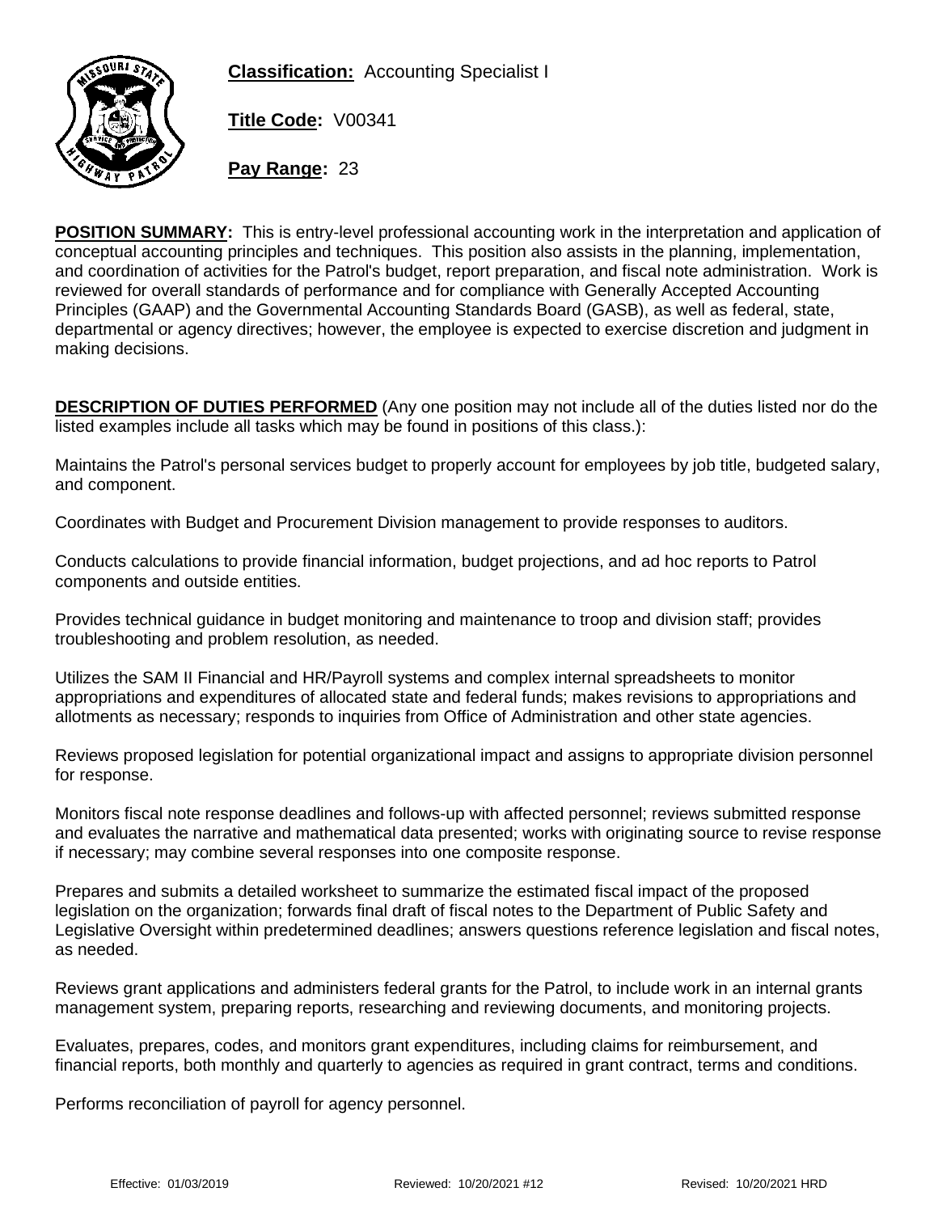**Classification:** Accounting Specialist I

**Title Code:** V00341

**Pay Range:** 23

**POSITION SUMMARY:** This is entry-level professional accounting work in the interpretation and application of conceptual accounting principles and techniques. This position also assists in the planning, implementation, and coordination of activities for the Patrol's budget, report preparation, and fiscal note administration. Work is reviewed for overall standards of performance and for compliance with Generally Accepted Accounting Principles (GAAP) and the Governmental Accounting Standards Board (GASB), as well as federal, state, departmental or agency directives; however, the employee is expected to exercise discretion and judgment in making decisions.

**DESCRIPTION OF DUTIES PERFORMED** (Any one position may not include all of the duties listed nor do the listed examples include all tasks which may be found in positions of this class.):

Maintains the Patrol's personal services budget to properly account for employees by job title, budgeted salary, and component.

Coordinates with Budget and Procurement Division management to provide responses to auditors.

Conducts calculations to provide financial information, budget projections, and ad hoc reports to Patrol components and outside entities.

Provides technical guidance in budget monitoring and maintenance to troop and division staff; provides troubleshooting and problem resolution, as needed.

Utilizes the SAM II Financial and HR/Payroll systems and complex internal spreadsheets to monitor appropriations and expenditures of allocated state and federal funds; makes revisions to appropriations and allotments as necessary; responds to inquiries from Office of Administration and other state agencies.

Reviews proposed legislation for potential organizational impact and assigns to appropriate division personnel for response.

Monitors fiscal note response deadlines and follows-up with affected personnel; reviews submitted response and evaluates the narrative and mathematical data presented; works with originating source to revise response if necessary; may combine several responses into one composite response.

Prepares and submits a detailed worksheet to summarize the estimated fiscal impact of the proposed legislation on the organization; forwards final draft of fiscal notes to the Department of Public Safety and Legislative Oversight within predetermined deadlines; answers questions reference legislation and fiscal notes, as needed.

Reviews grant applications and administers federal grants for the Patrol, to include work in an internal grants management system, preparing reports, researching and reviewing documents, and monitoring projects.

Evaluates, prepares, codes, and monitors grant expenditures, including claims for reimbursement, and financial reports, both monthly and quarterly to agencies as required in grant contract, terms and conditions.

Performs reconciliation of payroll for agency personnel.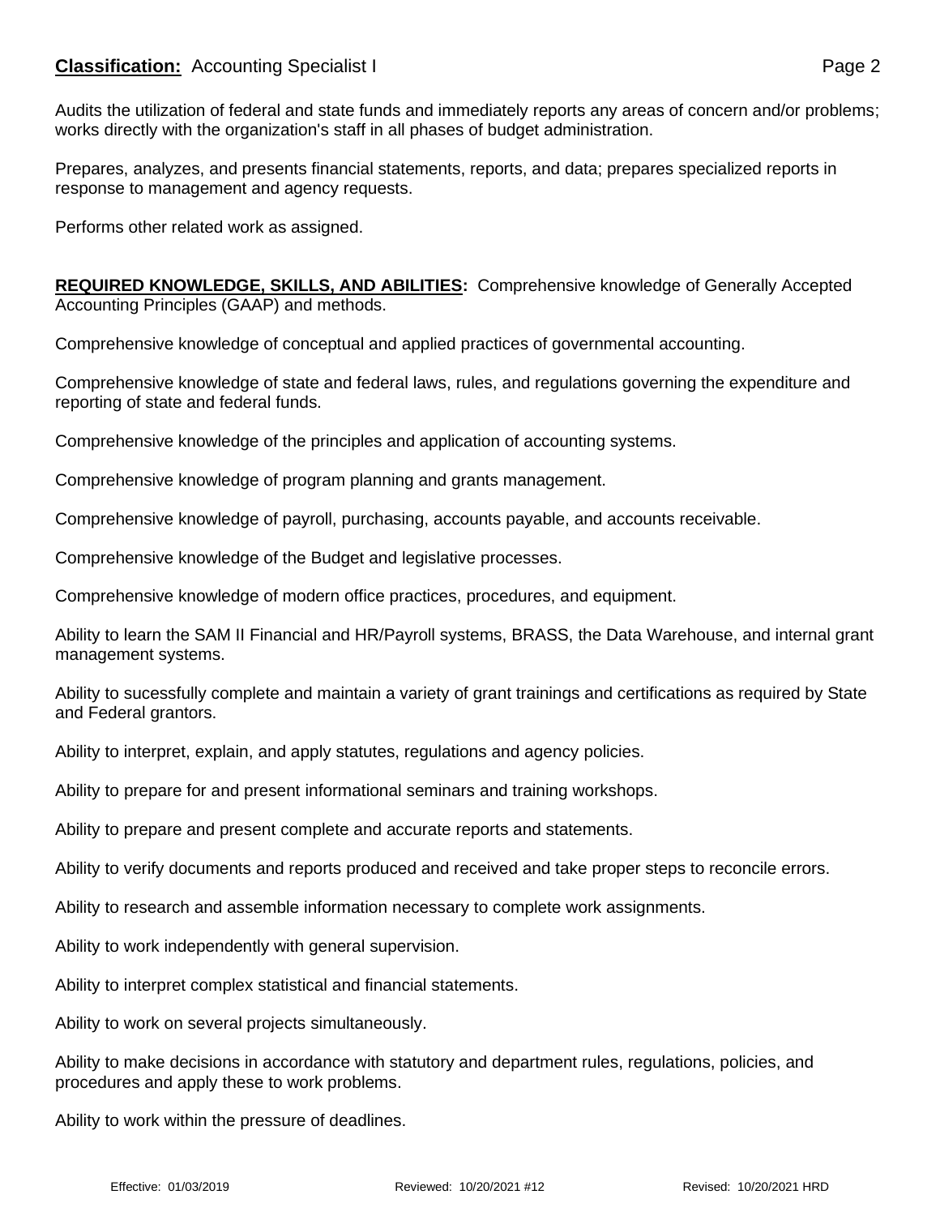Audits the utilization of federal and state funds and immediately reports any areas of concern and/or problems; works directly with the organization's staff in all phases of budget administration.

Prepares, analyzes, and presents financial statements, reports, and data; prepares specialized reports in response to management and agency requests.

Performs other related work as assigned.

**REQUIRED KNOWLEDGE, SKILLS, AND ABILITIES:** Comprehensive knowledge of Generally Accepted Accounting Principles (GAAP) and methods.

Comprehensive knowledge of conceptual and applied practices of governmental accounting.

Comprehensive knowledge of state and federal laws, rules, and regulations governing the expenditure and reporting of state and federal funds.

Comprehensive knowledge of the principles and application of accounting systems.

Comprehensive knowledge of program planning and grants management.

Comprehensive knowledge of payroll, purchasing, accounts payable, and accounts receivable.

Comprehensive knowledge of the Budget and legislative processes.

Comprehensive knowledge of modern office practices, procedures, and equipment.

Ability to learn the SAM II Financial and HR/Payroll systems, BRASS, the Data Warehouse, and internal grant management systems.

Ability to sucessfully complete and maintain a variety of grant trainings and certifications as required by State and Federal grantors.

Ability to interpret, explain, and apply statutes, regulations and agency policies.

Ability to prepare for and present informational seminars and training workshops.

Ability to prepare and present complete and accurate reports and statements.

Ability to verify documents and reports produced and received and take proper steps to reconcile errors.

Ability to research and assemble information necessary to complete work assignments.

Ability to work independently with general supervision.

Ability to interpret complex statistical and financial statements.

Ability to work on several projects simultaneously.

Ability to make decisions in accordance with statutory and department rules, regulations, policies, and procedures and apply these to work problems.

Ability to work within the pressure of deadlines.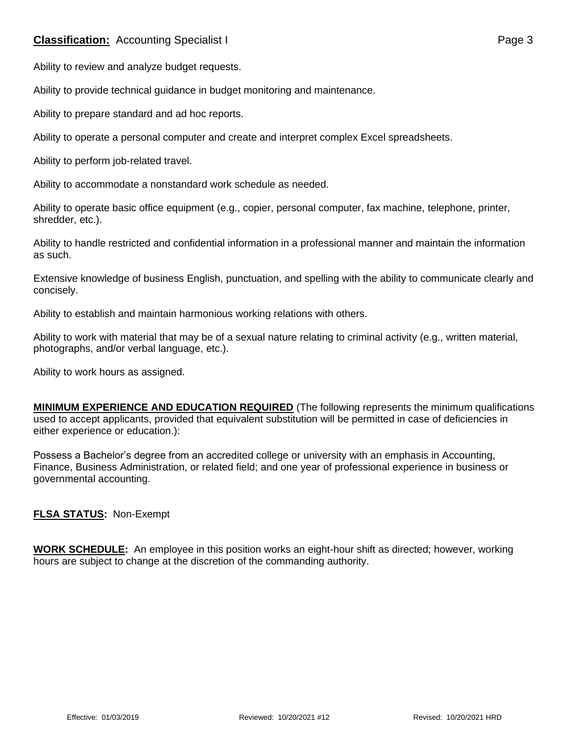Ability to review and analyze budget requests.

Ability to provide technical guidance in budget monitoring and maintenance.

Ability to prepare standard and ad hoc reports.

Ability to operate a personal computer and create and interpret complex Excel spreadsheets.

Ability to perform job-related travel.

Ability to accommodate a nonstandard work schedule as needed.

Ability to operate basic office equipment (e.g., copier, personal computer, fax machine, telephone, printer, shredder, etc.).

Ability to handle restricted and confidential information in a professional manner and maintain the information as such.

Extensive knowledge of business English, punctuation, and spelling with the ability to communicate clearly and concisely.

Ability to establish and maintain harmonious working relations with others.

Ability to work with material that may be of a sexual nature relating to criminal activity (e.g., written material, photographs, and/or verbal language, etc.).

Ability to work hours as assigned.

**MINIMUM EXPERIENCE AND EDUCATION REQUIRED** (The following represents the minimum qualifications used to accept applicants, provided that equivalent substitution will be permitted in case of deficiencies in either experience or education.):

Possess a Bachelor's degree from an accredited college or university with an emphasis in Accounting, Finance, Business Administration, or related field; and one year of professional experience in business or governmental accounting.

**FLSA STATUS:** Non-Exempt

**WORK SCHEDULE:** An employee in this position works an eight-hour shift as directed; however, working hours are subject to change at the discretion of the commanding authority.

Effective: 01/03/2019 Reviewed: 10/20/2021 #12 Revised: 10/20/2021 HRD